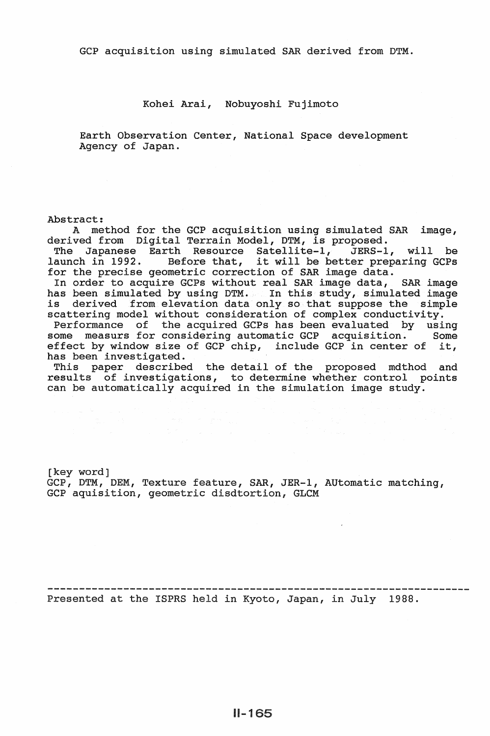# GCP acquisition using simulated SAR derived from DTM.

Kohei Arai, Nobuyoshi Fujimoto

Earth Observation Center, National Space development Agency of Japan.

Abstract:

A method for the GCP acquisition using simulated SAR image, derived from Digital Terrain Model, DTM, is proposed.
The Japanese Earth Resource Satellite-1, JERS-1, will be launch in 1992. Before that, it will be better preparing GCPs for the precise geometric correction of SAR image data.
In order to acquire GCPs without real SAR image data, SAR image has been simulated by using DTM. In this study, simulated image is derived from elevation data only so that suppose the simple scattering model without consideration of complex conductivity.
Performance of the acquired GCPs has been evaluated by using some measurs for considering automatic GCP acquisition. Some effect by window size of GCP chip, include GCP in center of it, has been investigated.
This paper described the detail of the proposed mdthod and results of investigations, to determine whether control points can be automatically acquired in the simulation image study.

[key word]
GCP, DTM, DEM, Texture feature, SAR, JER-1, AUtomatic matching, GCP aquisition, geometric disdtortion, GLCM

---

Presented at the ISPRS held in Kyoto, Japan, in July 1988.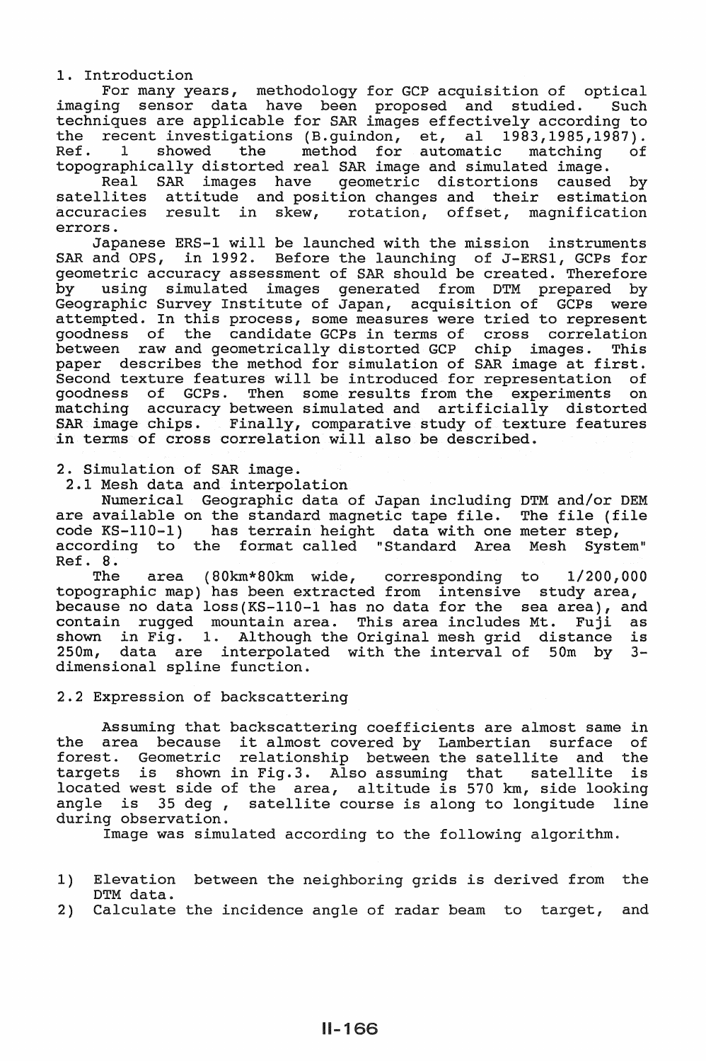## 1. Introduction

For many years, methodology for GCP acquisition of optical imaging sensor data have been proposed and studied. Such techniques are applicable for SAR images effectively according to the recent investigations (B.guindon, et, al 1983,1985,1987). Ref. 1 showed the method for automatic matching of topographically distorted real SAR image and simulated image.

Real SAR images have geometric distortions caused by satellites attitude and position changes and their estimation accuracies result in skew, rotation, offset, magnification errors.

Japanese ERS-1 will be launched with the mission instruments SAR and OPS, in 1992. Before the launching of J-ERS1, GCPs for geometric accuracy assessment of SAR should be created. Therefore by using simulated images generated from DTM prepared by Geographic Survey Institute of Japan, acquisition of GCPs were attempted. In this process, some measures were tried to represent goodness of the candidate GCPs in terms of cross correlation between raw and geometrically distorted GCP chip images. This paper describes the method for simulation of SAR image at first. Second texture features will be introduced for representation of goodness of GCPs. Then some results from the experiments on matching accuracy between simulated and artificially distorted SAR image chips. Finally, comparative study of texture features in terms of cross correlation will also be described.

## 2. Simulation of SAR image.

### 2.1 Mesh data and interpolation

Numerical Geographic data of Japan including DTM and/or DEM are available on the standard magnetic tape file. The file (file code KS-110-1) has terrain height data with one meter step, according to the format called "Standard Area Mesh System" Ref. 8.

The area (80km*80km wide, corresponding to 1/200,000 topographic map) has been extracted from intensive study area, because no data loss(KS-110-1 has no data for the sea area), and contain rugged mountain area. This area includes Mt. Fuji as shown in Fig. 1. Although the Original mesh grid distance is 250m, data are interpolated with the interval of 50m by 3-dimensional spline function.

### 2.2 Expression of backscattering

Assuming that backscattering coefficients are almost same in the area because it almost covered by Lambertian surface of forest. Geometric relationship between the satellite and the targets is shown in Fig.3. Also assuming that satellite is located west side of the area, altitude is 570 km, side looking angle is 35 deg , satellite course is along to longitude line during observation.

Image was simulated according to the following algorithm.

1) Elevation between the neighboring grids is derived from the DTM data.
2) Calculate the incidence angle of radar beam to target, and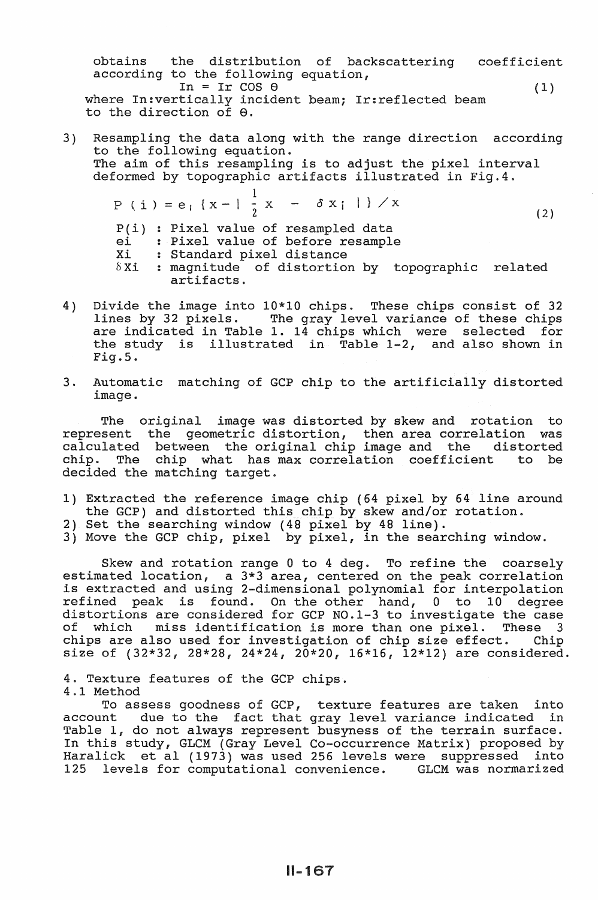obtains the distribution of backscattering coefficient according to the following equation,

$$In = Ir \cos \theta \tag{1}$$

where In:vertically incident beam; Ir:reflected beam to the direction of $\theta$.

3) Resampling the data along with the range direction according to the following equation.
The aim of this resampling is to adjust the pixel interval deformed by topographic artifacts illustrated in Fig.4.

$$P(i) = e_i \{x - | \frac{1}{2} x - \delta x_i | \} / x \tag{2}$$

P(i) : Pixel value of resampled data
ei : Pixel value of before resample
Xi : Standard pixel distance
$\delta$Xi : magnitude of distortion by topographic related artifacts.

4) Divide the image into 10*10 chips. These chips consist of 32 lines by 32 pixels. The gray level variance of these chips are indicated in Table 1. 14 chips which were selected for the study is illustrated in Table 1-2, and also shown in Fig.5.

## 3. Automatic matching of GCP chip to the artificially distorted image.

The original image was distorted by skew and rotation to represent the geometric distortion, then area correlation was calculated between the original chip image and the distorted chip. The chip what has max correlation coefficient to be decided the matching target.

1) Extracted the reference image chip (64 pixel by 64 line around the GCP) and distorted this chip by skew and/or rotation.
2) Set the searching window (48 pixel by 48 line).
3) Move the GCP chip, pixel by pixel, in the searching window.

Skew and rotation range 0 to 4 deg. To refine the coarsely estimated location, a 3*3 area, centered on the peak correlation is extracted and using 2-dimensional polynomial for interpolation refined peak is found. On the other hand, 0 to 10 degree distortions are considered for GCP NO.1-3 to investigate the case of which miss identification is more than one pixel. These 3 chips are also used for investigation of chip size effect. Chip size of (32*32, 28*28, 24*24, 20*20, 16*16, 12*12) are considered.

## 4. Texture features of the GCP chips.

### 4.1 Method

To assess goodness of GCP, texture features are taken into account due to the fact that gray level variance indicated in Table 1, do not always represent busyness of the terrain surface. In this study, GLCM (Gray Level Co-occurrence Matrix) proposed by Haralick et al (1973) was used 256 levels were suppressed into 125 levels for computational convenience. GLCM was normarized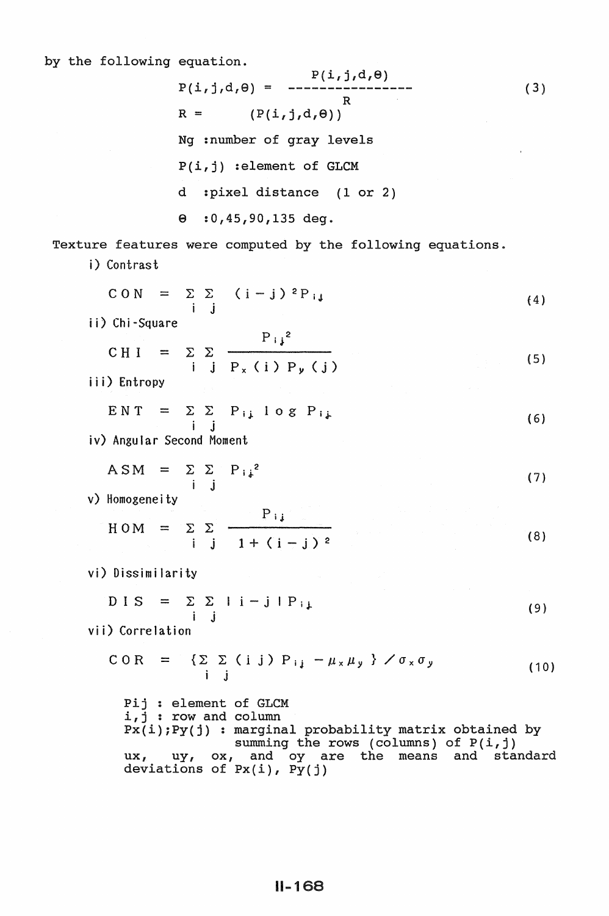by the following equation.

$$P(i,j,d,\theta) = \frac{P(i,j,d,\theta)}{R} \tag{3}$$

$$R = (P(i,j,d,\theta))$$

Ng :number of gray levels

P(i,j) :element of GLCM

d :pixel distance (1 or 2)

$\theta$ :0,45,90,135 deg.

Texture features were computed by the following equations.

i) Contrast

$$CON = \sum_i \sum_j (i-j)^2 P_{ij} \tag{4}$$

ii) Chi-Square

$$CHI = \sum_i \sum_j \frac{P_{ij}^2}{P_x(i)\, P_y(j)} \tag{5}$$

iii) Entropy

$$ENT = \sum_i \sum_j P_{ij} \log P_{ij} \tag{6}$$

iv) Angular Second Moment

$$ASM = \sum_i \sum_j P_{ij}^2 \tag{7}$$

v) Homogeneity

$$HOM = \sum_i \sum_j \frac{P_{ij}}{1+(i-j)^2} \tag{8}$$

vi) Dissimilarity

$$DIS = \sum_i \sum_j |i-j| P_{ij} \tag{9}$$

vii) Correlation

$$COR = \{\sum_i \sum_j (i\,j) P_{ij} - \mu_x \mu_y\} / \sigma_x \sigma_y \tag{10}$$

Pij : element of GLCM
i,j : row and column
Px(i);Py(j) : marginal probability matrix obtained by summing the rows (columns) of P(i,j)
ux, uy, ox, and oy are the means and standard deviations of Px(i), Py(j)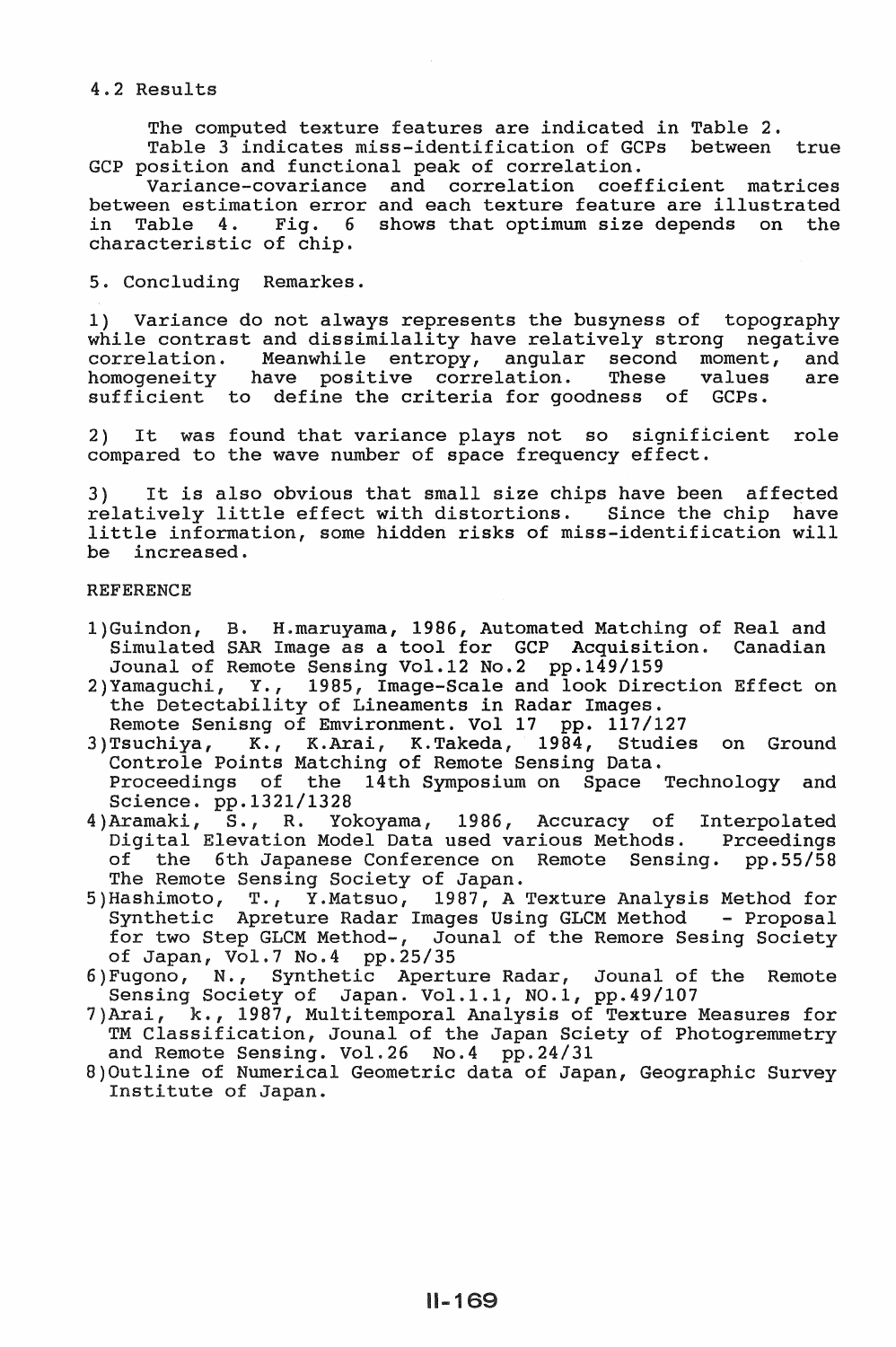### 4.2 Results

The computed texture features are indicated in Table 2. Table 3 indicates miss-identification of GCPs between true GCP position and functional peak of correlation.

Variance-covariance and correlation coefficient matrices between estimation error and each texture feature are illustrated in Table 4. Fig. 6 shows that optimum size depends on the characteristic of chip.

## 5. Concluding Remarkes.

1) Variance do not always represents the busyness of topography while contrast and dissimilality have relatively strong negative correlation. Meanwhile entropy, angular second moment, and homogeneity have positive correlation. These values are sufficient to define the criteria for goodness of GCPs.

2) It was found that variance plays not so significient role compared to the wave number of space frequency effect.

3) It is also obvious that small size chips have been affected relatively little effect with distortions. Since the chip have little information, some hidden risks of miss-identification will be increased.

## REFERENCE

1) Guindon, B. H.maruyama, 1986, Automated Matching of Real and Simulated SAR Image as a tool for GCP Acquisition. Canadian Jounal of Remote Sensing Vol.12 No.2 pp.149/159
2) Yamaguchi, Y., 1985, Image-Scale and look Direction Effect on the Detectability of Lineaments in Radar Images. Remote Senisng of Emvironment. Vol 17 pp. 117/127
3) Tsuchiya, K., K.Arai, K.Takeda, 1984, Studies on Ground Controle Points Matching of Remote Sensing Data. Proceedings of the 14th Symposium on Space Technology and Science. pp.1321/1328
4) Aramaki, S., R. Yokoyama, 1986, Accuracy of Interpolated Digital Elevation Model Data used various Methods. Prceedings of the 6th Japanese Conference on Remote Sensing. pp.55/58 The Remote Sensing Society of Japan.
5) Hashimoto, T., Y.Matsuo, 1987, A Texture Analysis Method for Synthetic Apreture Radar Images Using GLCM Method - Proposal for two Step GLCM Method-, Jounal of the Remore Sesing Society of Japan, Vol.7 No.4 pp.25/35
6) Fugono, N., Synthetic Aperture Radar, Jounal of the Remote Sensing Society of Japan. Vol.1.1, NO.1, pp.49/107
7) Arai, k., 1987, Multitemporal Analysis of Texture Measures for TM Classification, Jounal of the Japan Sciety of Photogremmetry and Remote Sensing. Vol.26 No.4 pp.24/31
8) Outline of Numerical Geometric data of Japan, Geographic Survey Institute of Japan.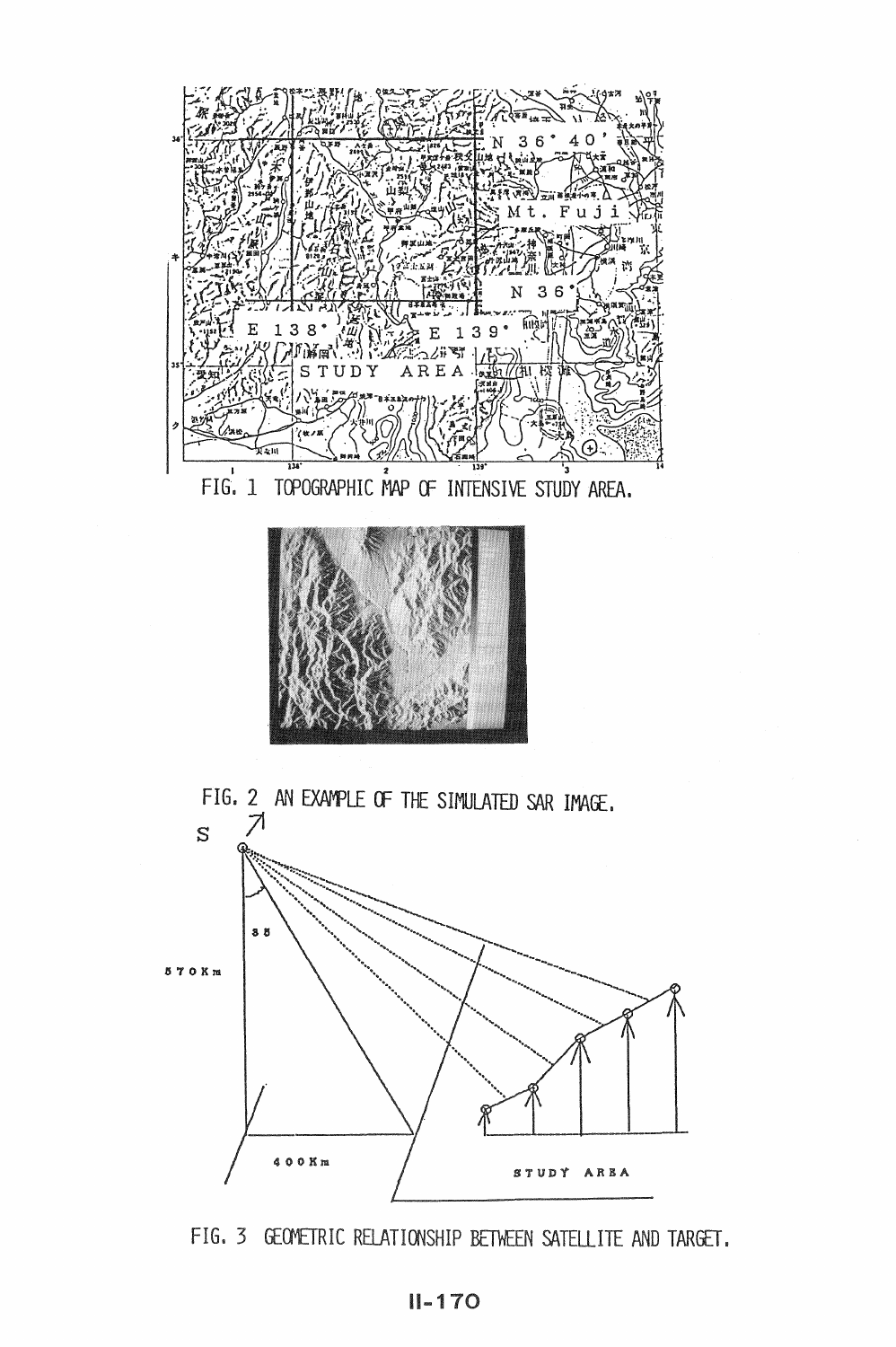FIG. 1 TOPOGRAPHIC MAP OF INTENSIVE STUDY AREA.

FIG. 2 AN EXAMPLE OF THE SIMULATED SAR IMAGE.

FIG. 3 GEOMETRIC RELATIONSHIP BETWEEN SATELLITE AND TARGET.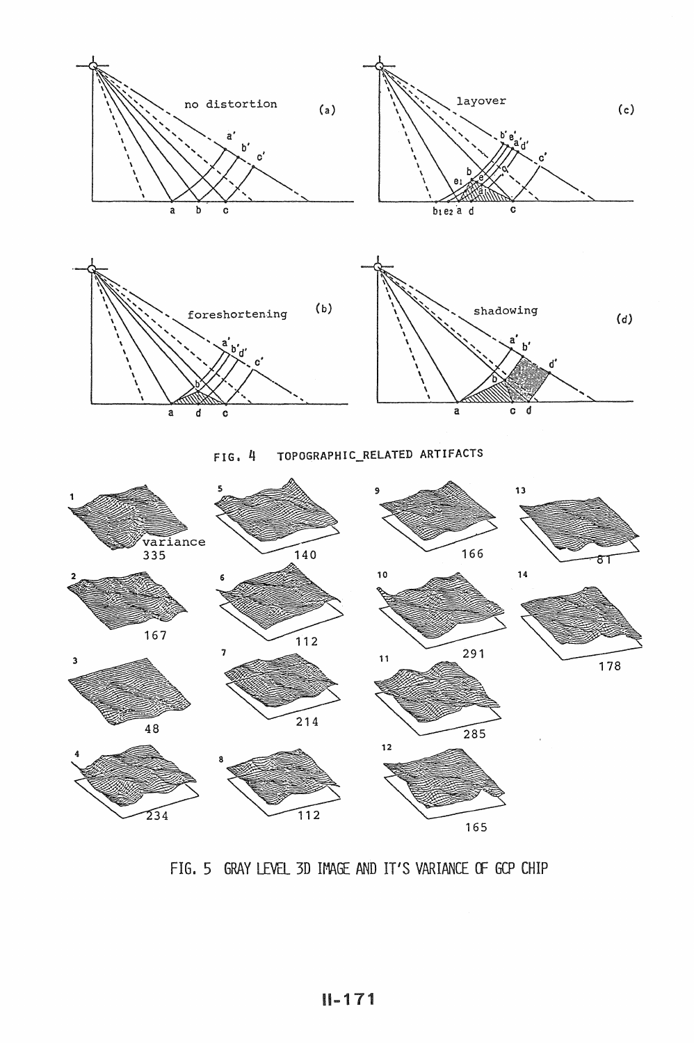FIG. 4 TOPOGRAPHIC_RELATED ARTIFACTS

FIG. 5 GRAY LEVEL 3D IMAGE AND IT'S VARIANCE OF GCP CHIP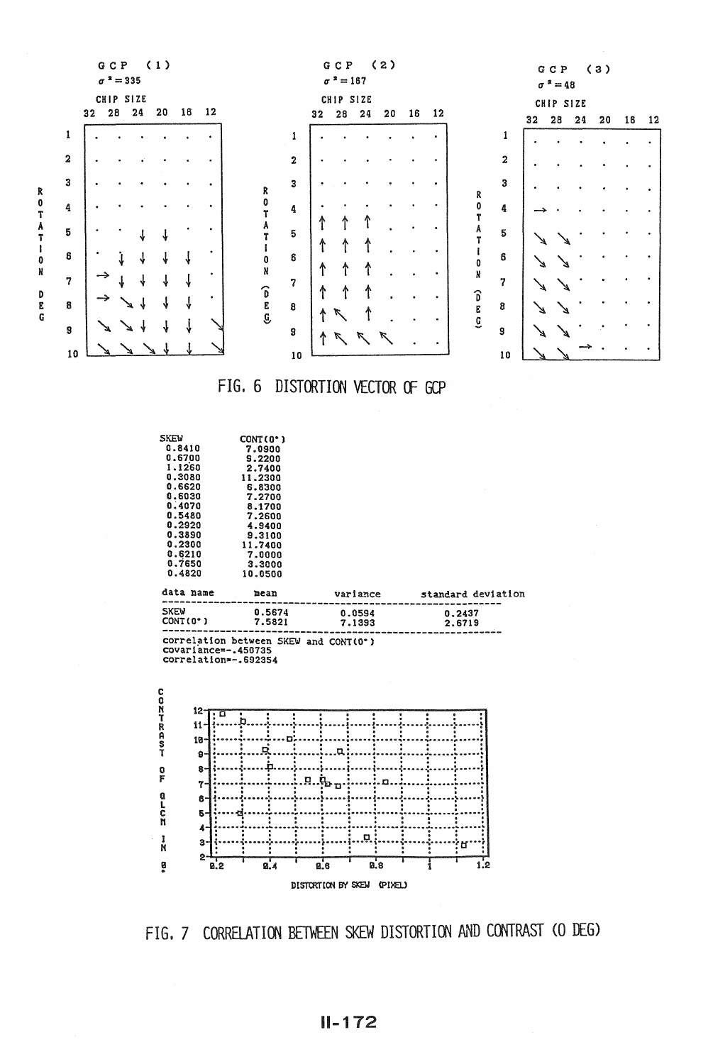FIG. 6 DISTORTION VECTOR OF GCP

| SKEW | CONT(0°) |
|---|---|
| 0.8410 | 7.0900 |
| 0.6700 | 9.2200 |
| 1.1260 | 2.7400 |
| 0.3080 | 11.2300 |
| 0.6620 | 6.8300 |
| 0.6030 | 7.2700 |
| 0.4070 | 8.1700 |
| 0.5480 | 7.2600 |
| 0.2920 | 4.9400 |
| 0.3890 | 9.3100 |
| 0.2300 | 11.7400 |
| 0.6210 | 7.0000 |
| 0.7650 | 3.3000 |
| 0.4820 | 10.0500 |

| data name | mean | variance | standard deviation |
|---|---|---|---|
| SKEW | 0.5674 | 0.0594 | 0.2437 |
| CONT(0°) | 7.5821 | 7.1393 | 2.6719 |

correlation between SKEW and CONT(0°)
covariance=-.450735
correlation=-.692354

FIG. 7 CORRELATION BETWEEN SKEW DISTORTION AND CONTRAST (0 DEG)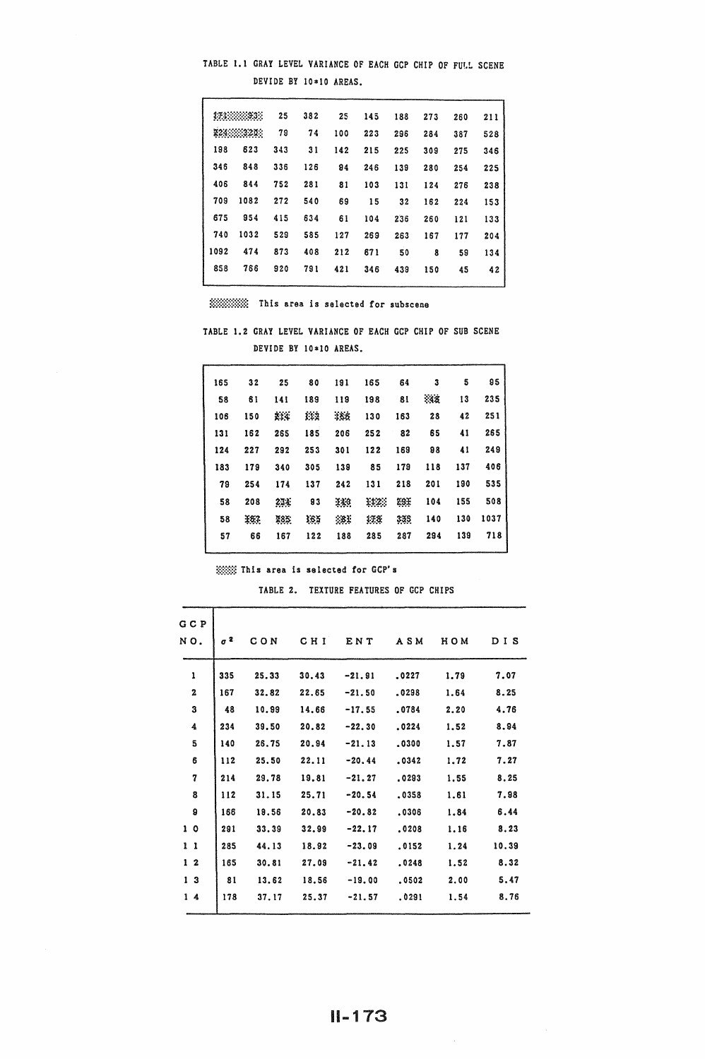TABLE 1.1 GRAY LEVEL VARIANCE OF EACH GCP CHIP OF FULL SCENE DEVIDE BY 10*10 AREAS.

| | | | | | | | | | |
|---|---|---|---|---|---|---|---|---|---|
| 171 | 93 | 25 | 382 | 25 | 145 | 188 | 273 | 260 | 211 |
| 224 | 323 | 79 | 74 | 100 | 223 | 296 | 284 | 387 | 528 |
| 198 | 623 | 343 | 31 | 142 | 215 | 225 | 309 | 275 | 346 |
| 346 | 848 | 336 | 126 | 94 | 246 | 139 | 280 | 254 | 225 |
| 406 | 844 | 752 | 281 | 81 | 103 | 131 | 124 | 276 | 238 |
| 709 | 1082 | 272 | 540 | 69 | 15 | 32 | 162 | 224 | 153 |
| 675 | 954 | 415 | 634 | 61 | 104 | 236 | 260 | 121 | 133 |
| 740 | 1032 | 529 | 585 | 127 | 269 | 263 | 167 | 177 | 204 |
| 1092 | 474 | 873 | 408 | 212 | 671 | 50 | 8 | 59 | 134 |
| 858 | 766 | 920 | 791 | 421 | 346 | 439 | 150 | 45 | 42 |

(shaded) This area is selected for subscene

TABLE 1.2 GRAY LEVEL VARIANCE OF EACH GCP CHIP OF SUB SCENE DEVIDE BY 10*10 AREAS.

| | | | | | | | | | |
|---|---|---|---|---|---|---|---|---|---|
| 165 | 32 | 25 | 80 | 191 | 165 | 64 | 3 | 5 | 95 |
| 58 | 61 | 141 | 189 | 119 | 198 | 81 | 48 | 13 | 235 |
| 106 | 150 | 234 | 112 | 166 | 130 | 163 | 28 | 42 | 251 |
| 131 | 162 | 265 | 185 | 206 | 252 | 82 | 65 | 41 | 265 |
| 124 | 227 | 292 | 253 | 301 | 122 | 169 | 98 | 41 | 249 |
| 183 | 179 | 340 | 305 | 139 | 85 | 179 | 118 | 137 | 406 |
| 79 | 254 | 174 | 137 | 242 | 131 | 218 | 201 | 190 | 535 |
| 58 | 208 | 234 | 93 | 140 | 112 | 291 | 104 | 155 | 508 |
| 58 | 167 | 285 | 165 | 81 | 178 | 335 | 140 | 130 | 1037 |
| 57 | 66 | 167 | 122 | 188 | 285 | 287 | 294 | 139 | 718 |

(shaded) This area is selected for GCP's

TABLE 2. TEXTURE FEATURES OF GCP CHIPS

| GCP NO. | $\sigma^2$ | CON | CHI | ENT | ASM | HOM | DIS |
|---|---|---|---|---|---|---|---|
| 1 | 335 | 25.33 | 30.43 | -21.91 | .0227 | 1.79 | 7.07 |
| 2 | 167 | 32.82 | 22.65 | -21.50 | .0298 | 1.64 | 8.25 |
| 3 | 48 | 10.99 | 14.66 | -17.55 | .0784 | 2.20 | 4.76 |
| 4 | 234 | 39.50 | 20.82 | -22.30 | .0224 | 1.52 | 8.94 |
| 5 | 140 | 26.75 | 20.94 | -21.13 | .0300 | 1.57 | 7.87 |
| 6 | 112 | 25.50 | 22.11 | -20.44 | .0342 | 1.72 | 7.27 |
| 7 | 214 | 29.78 | 19.81 | -21.27 | .0293 | 1.55 | 8.25 |
| 8 | 112 | 31.15 | 25.71 | -20.54 | .0358 | 1.61 | 7.98 |
| 9 | 166 | 19.56 | 20.83 | -20.82 | .0306 | 1.84 | 6.44 |
| 10 | 291 | 33.39 | 32.99 | -22.17 | .0208 | 1.16 | 8.23 |
| 11 | 285 | 44.13 | 18.92 | -23.09 | .0152 | 1.24 | 10.39 |
| 12 | 165 | 30.81 | 27.09 | -21.42 | .0248 | 1.52 | 8.32 |
| 13 | 81 | 13.62 | 18.56 | -19.00 | .0502 | 2.00 | 5.47 |
| 14 | 178 | 37.17 | 25.37 | -21.57 | .0291 | 1.54 | 8.76 |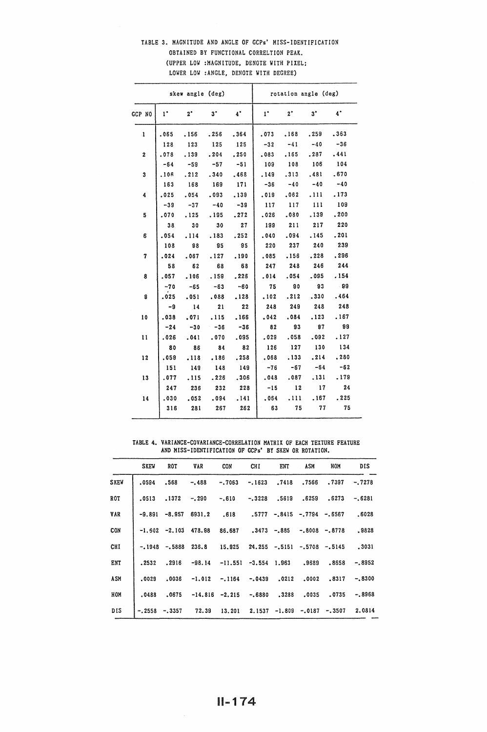TABLE 3. MAGNITUDE AND ANGLE OF GCPs' MISS-IDENTIFICATION OBTAINED BY FUNCTIONAL CORRELTION PEAK. (UPPER LOW :MAGNITUDE, DENOTE WITH PIXEL; LOWER LOW :ANGLE, DENOTE WITH DEGREE)

| | skew angle (deg) | | | | rotation angle (deg) | | | |
|---|---|---|---|---|---|---|---|---|
| GCP NO | 1° | 2° | 3° | 4° | 1° | 2° | 3° | 4° |
| 1 | .065 | .156 | .256 | .364 | .073 | .168 | .259 | .363 |
| | 128 | 123 | 125 | 125 | -32 | -41 | -40 | -36 |
| 2 | .078 | .139 | .204 | .250 | .083 | .165 | .287 | .441 |
| | -64 | -59 | -57 | -51 | 109 | 108 | 106 | 104 |
| 3 | .106 | .212 | .340 | .468 | .149 | .313 | .481 | .670 |
| | 163 | 168 | 169 | 171 | -36 | -40 | -40 | -40 |
| 4 | .025 | .054 | .093 | .139 | .019 | .062 | .111 | .173 |
| | -39 | -37 | -40 | -39 | 117 | 117 | 111 | 109 |
| 5 | .070 | .125 | .195 | .272 | .026 | .080 | .139 | .200 |
| | 38 | 30 | 30 | 27 | 199 | 211 | 217 | 220 |
| 6 | .054 | .114 | .183 | .252 | .040 | .094 | .145 | .201 |
| | 108 | 98 | 95 | 95 | 220 | 237 | 240 | 239 |
| 7 | .024 | .067 | .127 | .190 | .085 | .156 | .228 | .296 |
| | 58 | 62 | 68 | 68 | 247 | 248 | 246 | 244 |
| 8 | .057 | .106 | .159 | .226 | .014 | .054 | .095 | .154 |
| | -70 | -65 | -63 | -60 | 75 | 90 | 93 | 99 |
| 9 | .025 | .051 | .088 | .128 | .102 | .212 | .330 | .464 |
| | -9 | 14 | 21 | 22 | 248 | 249 | 248 | 248 |
| 10 | .038 | .071 | .115 | .166 | .042 | .084 | .123 | .167 |
| | -24 | -30 | -36 | -36 | 82 | 93 | 97 | 99 |
| 11 | .026 | .041 | .070 | .095 | .029 | .058 | .092 | .127 |
| | 80 | 86 | 84 | 82 | 126 | 127 | 130 | 134 |
| 12 | .059 | .118 | .186 | .258 | .068 | .133 | .214 | .280 |
| | 151 | 149 | 148 | 149 | -76 | -67 | -64 | -62 |
| 13 | .077 | .115 | .226 | .306 | .048 | .087 | .131 | .179 |
| | 247 | 236 | 232 | 228 | -15 | 12 | 17 | 24 |
| 14 | .030 | .052 | .094 | .141 | .064 | .111 | .167 | .225 |
| | 316 | 281 | 267 | 262 | 63 | 75 | 77 | 75 |

TABLE 4. VARIANCE-COVARIANCE-CORRELATION MATRIX OF EACH TEXTURE FEATURE AND MISS-IDENTIFICATION OF GCPs' BY SKEW OR ROTATION.

| | SKEW | ROT | VAR | CON | CHI | ENT | ASM | HOM | DIS |
|---|---|---|---|---|---|---|---|---|---|
| SKEW | .0594 | .568 | -.488 | -.7063 | -.1623 | .7418 | .7566 | .7397 | -.7278 |
| ROT | .0513 | .1372 | -.290 | -.610 | -.3228 | .5619 | .6259 | .6273 | -.6281 |
| VAR | -9.891 | -8.957 | 6931.2 | .618 | .5777 | -.8415 | -.7794 | -.6567 | .6028 |
| CON | -1.602 | -2.103 | 473.98 | 86.687 | .3473 | -.885 | -.8008 | -.8778 | .9828 |
| CHI | -.1948 | -.5888 | 236.8 | 15.925 | 24.255 | -.5151 | -.5708 | -.5145 | .3031 |
| ENT | .2532 | .2916 | -98.14 | -11.551 | -3.554 | 1.963 | .9689 | .8658 | -.8952 |
| ASM | .0029 | .0036 | -1.012 | -.1164 | -.0439 | .0212 | .0002 | .8317 | -.8300 |
| HOM | .0488 | .0675 | -14.816 | -2.215 | -.6880 | .3288 | .0035 | .0735 | -.8968 |
| DIS | -.2558 | -.3357 | 72.39 | 13.201 | 2.1537 | -1.809 | -.0187 | -.3507 | 2.0814 |